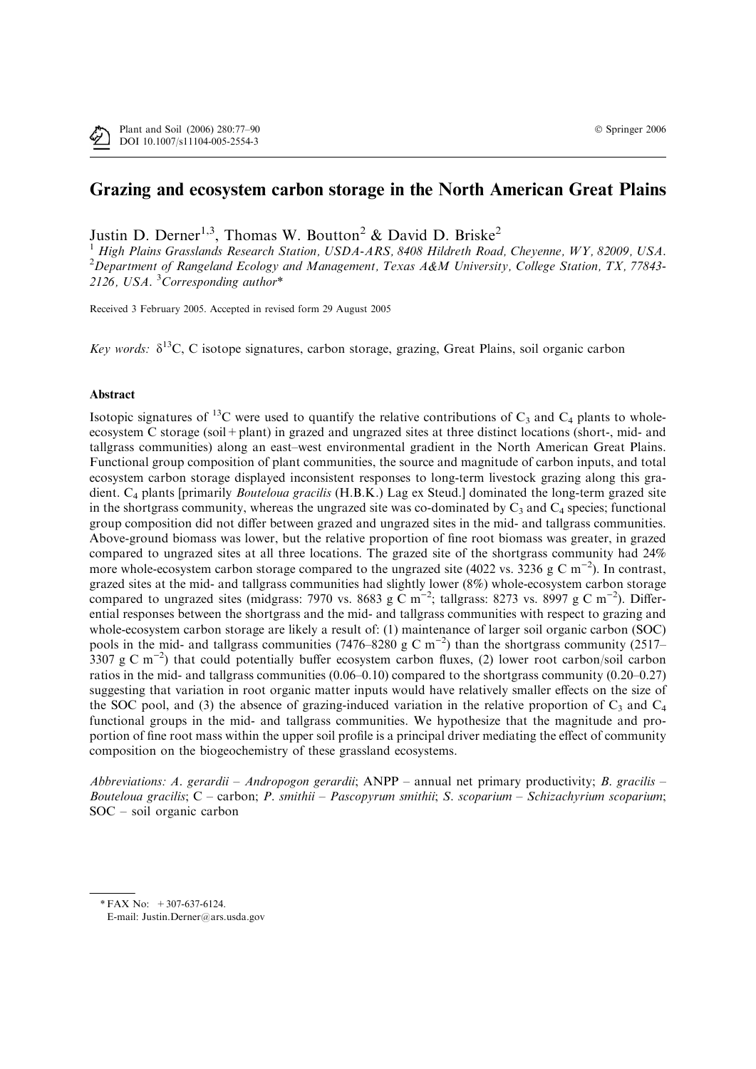# Grazing and ecosystem carbon storage in the North American Great Plains

Justin D. Derner[1,3], Thomas W. Boutton[2] & David D. Briske[2]

[1] *High Plains Grasslands Research Station, USDA-ARS, 8408 Hildreth Road, Cheyenne, WY, 82009, USA.* [2] *Department of Rangeland Ecology and Management, Texas A&M University, College Station, TX, 77843-2126, USA.* [3] *Corresponding author**

Received 3 February 2005. Accepted in revised form 29 August 2005

*Key words:* $\delta^{13}C$, C isotope signatures, carbon storage, grazing, Great Plains, soil organic carbon

## Abstract

Isotopic signatures of $^{13}C$ were used to quantify the relative contributions of $C_3$ and $C_4$ plants to whole-ecosystem C storage (soil + plant) in grazed and ungrazed sites at three distinct locations (short-, mid- and tallgrass communities) along an east–west environmental gradient in the North American Great Plains. Functional group composition of plant communities, the source and magnitude of carbon inputs, and total ecosystem carbon storage displayed inconsistent responses to long-term livestock grazing along this gradient. $C_4$ plants [primarily *Bouteloua gracilis* (H.B.K.) Lag ex Steud.] dominated the long-term grazed site in the shortgrass community, whereas the ungrazed site was co-dominated by $C_3$ and $C_4$ species; functional group composition did not differ between grazed and ungrazed sites in the mid- and tallgrass communities. Above-ground biomass was lower, but the relative proportion of fine root biomass was greater, in grazed compared to ungrazed sites at all three locations. The grazed site of the shortgrass community had 24% more whole-ecosystem carbon storage compared to the ungrazed site (4022 vs. 3236 g C $m^{-2}$). In contrast, grazed sites at the mid- and tallgrass communities had slightly lower (8%) whole-ecosystem carbon storage compared to ungrazed sites (midgrass: 7970 vs. 8683 g C $m^{-2}$; tallgrass: 8273 vs. 8997 g C $m^{-2}$). Differential responses between the shortgrass and the mid- and tallgrass communities with respect to grazing and whole-ecosystem carbon storage are likely a result of: (1) maintenance of larger soil organic carbon (SOC) pools in the mid- and tallgrass communities (7476–8280 g C $m^{-2}$) than the shortgrass community (2517–3307 g C $m^{-2}$) that could potentially buffer ecosystem carbon fluxes, (2) lower root carbon/soil carbon ratios in the mid- and tallgrass communities (0.06–0.10) compared to the shortgrass community (0.20–0.27) suggesting that variation in root organic matter inputs would have relatively smaller effects on the size of the SOC pool, and (3) the absence of grazing-induced variation in the relative proportion of $C_3$ and $C_4$ functional groups in the mid- and tallgrass communities. We hypothesize that the magnitude and proportion of fine root mass within the upper soil profile is a principal driver mediating the effect of community composition on the biogeochemistry of these grassland ecosystems.

*Abbreviations: A. gerardii – Andropogon gerardii*; ANPP – annual net primary productivity; *B. gracilis – Bouteloua gracilis*; C – carbon; *P. smithii – Pascopyrum smithii*; *S. scoparium – Schizachyrium scoparium*; SOC – soil organic carbon

\* FAX No: +307-637-6124.
E-mail: Justin.Derner@ars.usda.gov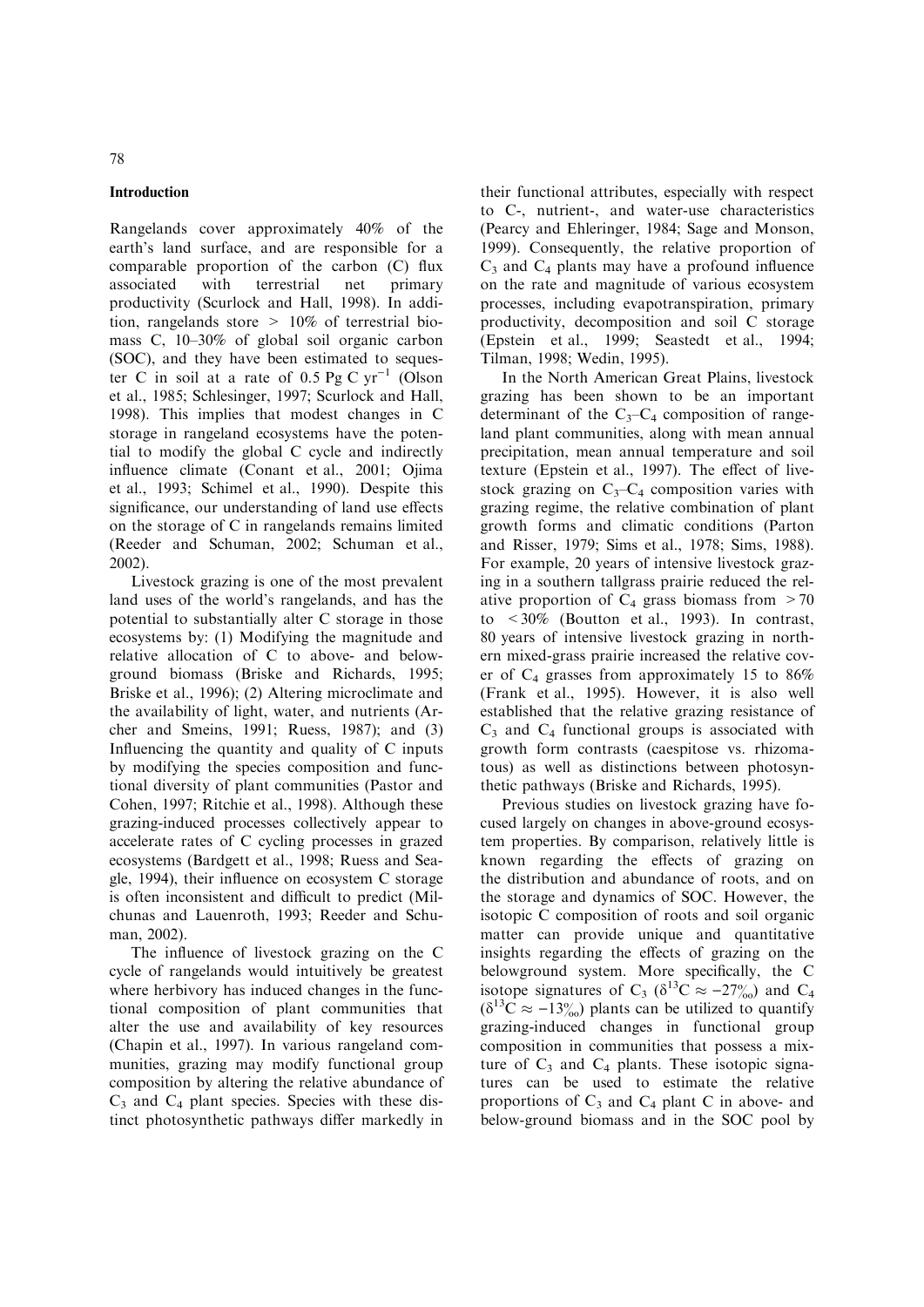## Introduction

Rangelands cover approximately 40% of the earth's land surface, and are responsible for a comparable proportion of the carbon (C) flux associated with terrestrial net primary productivity (Scurlock and Hall, 1998). In addition, rangelands store > 10% of terrestrial biomass C, 10–30% of global soil organic carbon (SOC), and they have been estimated to sequester C in soil at a rate of 0.5 Pg C $yr^{-1}$ (Olson et al., 1985; Schlesinger, 1997; Scurlock and Hall, 1998). This implies that modest changes in C storage in rangeland ecosystems have the potential to modify the global C cycle and indirectly influence climate (Conant et al., 2001; Ojima et al., 1993; Schimel et al., 1990). Despite this significance, our understanding of land use effects on the storage of C in rangelands remains limited (Reeder and Schuman, 2002; Schuman et al., 2002).

Livestock grazing is one of the most prevalent land uses of the world's rangelands, and has the potential to substantially alter C storage in those ecosystems by: (1) Modifying the magnitude and relative allocation of C to above- and below-ground biomass (Briske and Richards, 1995; Briske et al., 1996); (2) Altering microclimate and the availability of light, water, and nutrients (Archer and Smeins, 1991; Ruess, 1987); and (3) Influencing the quantity and quality of C inputs by modifying the species composition and functional diversity of plant communities (Pastor and Cohen, 1997; Ritchie et al., 1998). Although these grazing-induced processes collectively appear to accelerate rates of C cycling processes in grazed ecosystems (Bardgett et al., 1998; Ruess and Seagle, 1994), their influence on ecosystem C storage is often inconsistent and difficult to predict (Milchunas and Lauenroth, 1993; Reeder and Schuman, 2002).

The influence of livestock grazing on the C cycle of rangelands would intuitively be greatest where herbivory has induced changes in the functional composition of plant communities that alter the use and availability of key resources (Chapin et al., 1997). In various rangeland communities, grazing may modify functional group composition by altering the relative abundance of $C_3$ and $C_4$ plant species. Species with these distinct photosynthetic pathways differ markedly in their functional attributes, especially with respect to C-, nutrient-, and water-use characteristics (Pearcy and Ehleringer, 1984; Sage and Monson, 1999). Consequently, the relative proportion of $C_3$ and $C_4$ plants may have a profound influence on the rate and magnitude of various ecosystem processes, including evapotranspiration, primary productivity, decomposition and soil C storage (Epstein et al., 1999; Seastedt et al., 1994; Tilman, 1998; Wedin, 1995).

In the North American Great Plains, livestock grazing has been shown to be an important determinant of the $C_3$–$C_4$ composition of rangeland plant communities, along with mean annual precipitation, mean annual temperature and soil texture (Epstein et al., 1997). The effect of livestock grazing on $C_3$–$C_4$ composition varies with grazing regime, the relative combination of plant growth forms and climatic conditions (Parton and Risser, 1979; Sims et al., 1978; Sims, 1988). For example, 20 years of intensive livestock grazing in a southern tallgrass prairie reduced the relative proportion of $C_4$ grass biomass from > 70 to < 30% (Boutton et al., 1993). In contrast, 80 years of intensive livestock grazing in northern mixed-grass prairie increased the relative cover of $C_4$ grasses from approximately 15 to 86% (Frank et al., 1995). However, it is also well established that the relative grazing resistance of $C_3$ and $C_4$ functional groups is associated with growth form contrasts (caespitose vs. rhizomatous) as well as distinctions between photosynthetic pathways (Briske and Richards, 1995).

Previous studies on livestock grazing have focused largely on changes in above-ground ecosystem properties. By comparison, relatively little is known regarding the effects of grazing on the distribution and abundance of roots, and on the storage and dynamics of SOC. However, the isotopic C composition of roots and soil organic matter can provide unique and quantitative insights regarding the effects of grazing on the belowground system. More specifically, the C isotope signatures of $C_3$ ($\delta^{13}C \approx -27$‰) and $C_4$ ($\delta^{13}C \approx -13$‰) plants can be utilized to quantify grazing-induced changes in functional group composition in communities that possess a mixture of $C_3$ and $C_4$ plants. These isotopic signatures can be used to estimate the relative proportions of $C_3$ and $C_4$ plant C in above- and below-ground biomass and in the SOC pool by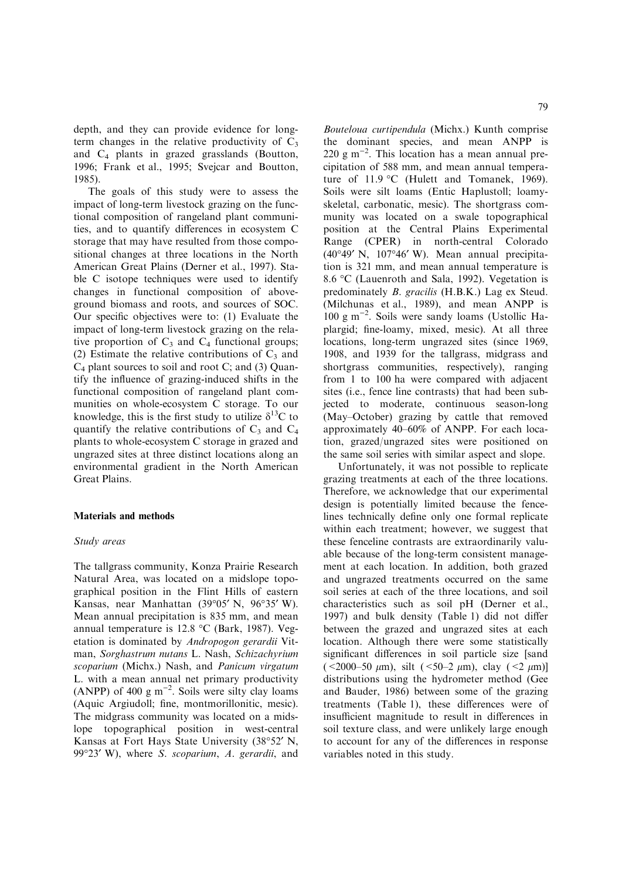depth, and they can provide evidence for long-term changes in the relative productivity of $C_3$ and $C_4$ plants in grazed grasslands (Boutton, 1996; Frank et al., 1995; Svejcar and Boutton, 1985).

The goals of this study were to assess the impact of long-term livestock grazing on the functional composition of rangeland plant communities, and to quantify differences in ecosystem C storage that may have resulted from those compositional changes at three locations in the North American Great Plains (Derner et al., 1997). Stable C isotope techniques were used to identify changes in functional composition of aboveground biomass and roots, and sources of SOC. Our specific objectives were to: (1) Evaluate the impact of long-term livestock grazing on the relative proportion of $C_3$ and $C_4$ functional groups; (2) Estimate the relative contributions of $C_3$ and $C_4$ plant sources to soil and root C; and (3) Quantify the influence of grazing-induced shifts in the functional composition of rangeland plant communities on whole-ecosystem C storage. To our knowledge, this is the first study to utilize $\delta^{13}C$ to quantify the relative contributions of $C_3$ and $C_4$ plants to whole-ecosystem C storage in grazed and ungrazed sites at three distinct locations along an environmental gradient in the North American Great Plains.

## Materials and methods

### Study areas

The tallgrass community, Konza Prairie Research Natural Area, was located on a midslope topographical position in the Flint Hills of eastern Kansas, near Manhattan (39°05′ N, 96°35′ W). Mean annual precipitation is 835 mm, and mean annual temperature is 12.8 °C (Bark, 1987). Vegetation is dominated by *Andropogon gerardii* Vitman, *Sorghastrum nutans* L. Nash, *Schizachyrium scoparium* (Michx.) Nash, and *Panicum virgatum* L. with a mean annual net primary productivity (ANPP) of 400 g $m^{-2}$. Soils were silty clay loams (Aquic Argiudoll; fine, montmorillonitic, mesic). The midgrass community was located on a midslope topographical position in west-central Kansas at Fort Hays State University (38°52′ N, 99°23′ W), where *S. scoparium*, *A. gerardii*, and *Bouteloua curtipendula* (Michx.) Kunth comprise the dominant species, and mean ANPP is 220 g $m^{-2}$. This location has a mean annual precipitation of 588 mm, and mean annual temperature of 11.9 °C (Hulett and Tomanek, 1969). Soils were silt loams (Entic Haplustoll; loamy-skeletal, carbonatic, mesic). The shortgrass community was located on a swale topographical position at the Central Plains Experimental Range (CPER) in north-central Colorado (40°49′ N, 107°46′ W). Mean annual precipitation is 321 mm, and mean annual temperature is 8.6 °C (Lauenroth and Sala, 1992). Vegetation is predominately *B. gracilis* (H.B.K.) Lag ex Steud. (Milchunas et al., 1989), and mean ANPP is 100 g $m^{-2}$. Soils were sandy loams (Ustollic Haplargid; fine-loamy, mixed, mesic). At all three locations, long-term ungrazed sites (since 1969, 1908, and 1939 for the tallgrass, midgrass and shortgrass communities, respectively), ranging from 1 to 100 ha were compared with adjacent sites (i.e., fence line contrasts) that had been subjected to moderate, continuous season-long (May–October) grazing by cattle that removed approximately 40–60% of ANPP. For each location, grazed/ungrazed sites were positioned on the same soil series with similar aspect and slope.

Unfortunately, it was not possible to replicate grazing treatments at each of the three locations. Therefore, we acknowledge that our experimental design is potentially limited because the fencelines technically define only one formal replicate within each treatment; however, we suggest that these fenceline contrasts are extraordinarily valuable because of the long-term consistent management at each location. In addition, both grazed and ungrazed treatments occurred on the same soil series at each of the three locations, and soil characteristics such as soil pH (Derner et al., 1997) and bulk density (Table 1) did not differ between the grazed and ungrazed sites at each location. Although there were some statistically significant differences in soil particle size [sand (<2000–50 μm), silt (<50–2 μm), clay (<2 μm)] distributions using the hydrometer method (Gee and Bauder, 1986) between some of the grazing treatments (Table 1), these differences were of insufficient magnitude to result in differences in soil texture class, and were unlikely large enough to account for any of the differences in response variables noted in this study.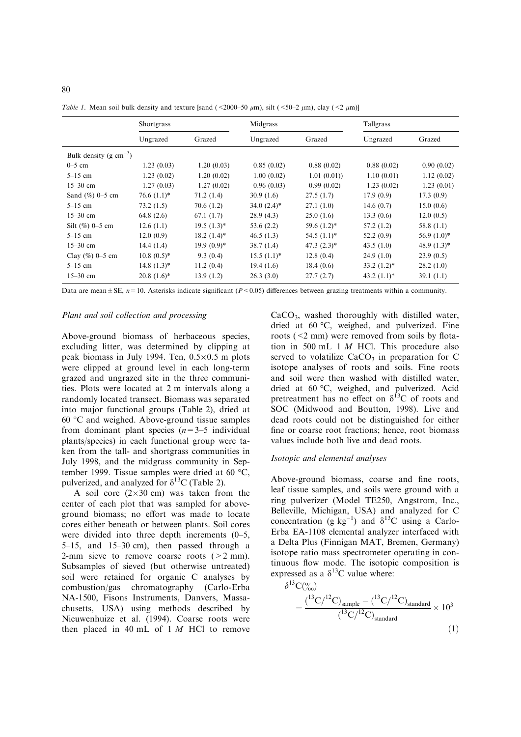*Table 1.* Mean soil bulk density and texture [sand (<2000–50 μm), silt (<50–2 μm), clay (<2 μm)]

| | Shortgrass | | Midgrass | | Tallgrass | |
|---|---|---|---|---|---|---|
| | Ungrazed | Grazed | Ungrazed | Grazed | Ungrazed | Grazed |
| Bulk density (g $cm^{-3}$) | | | | | | |
| 0–5 cm | 1.23 (0.03) | 1.20 (0.03) | 0.85 (0.02) | 0.88 (0.02) | 0.88 (0.02) | 0.90 (0.02) |
| 5–15 cm | 1.23 (0.02) | 1.20 (0.02) | 1.00 (0.02) | 1.01 (0.01)) | 1.10 (0.01) | 1.12 (0.02) |
| 15–30 cm | 1.27 (0.03) | 1.27 (0.02) | 0.96 (0.03) | 0.99 (0.02) | 1.23 (0.02) | 1.23 (0.01) |
| Sand (%) 0–5 cm | 76.6 (1.1)* | 71.2 (1.4) | 30.9 (1.6) | 27.5 (1.7) | 17.9 (0.9) | 17.3 (0.9) |
| 5–15 cm | 73.2 (1.5) | 70.6 (1.2) | 34.0 (2.4)* | 27.1 (1.0) | 14.6 (0.7) | 15.0 (0.6) |
| 15–30 cm | 64.8 (2.6) | 67.1 (1.7) | 28.9 (4.3) | 25.0 (1.6) | 13.3 (0.6) | 12.0 (0.5) |
| Silt (%) 0–5 cm | 12.6 (1.1) | 19.5 (1.3)* | 53.6 (2.2) | 59.6 (1.2)* | 57.2 (1.2) | 58.8 (1.1) |
| 5–15 cm | 12.0 (0.9) | 18.2 (1.4)* | 46.5 (1.3) | 54.5 (1.1)* | 52.2 (0.9) | 56.9 (1.0)* |
| 15–30 cm | 14.4 (1.4) | 19.9 (0.9)* | 38.7 (1.4) | 47.3 (2.3)* | 43.5 (1.0) | 48.9 (1.3)* |
| Clay (%) 0–5 cm | 10.8 (0.5)* | 9.3 (0.4) | 15.5 (1.1)* | 12.8 (0.4) | 24.9 (1.0) | 23.9 (0.5) |
| 5–15 cm | 14.8 (1.3)* | 11.2 (0.4) | 19.4 (1.6) | 18.4 (0.6) | 33.2 (1.2)* | 28.2 (1.0) |
| 15–30 cm | 20.8 (1.6)* | 13.9 (1.2) | 26.3 (3.0) | 27.7 (2.7) | 43.2 (1.1)* | 39.1 (1.1) |

Data are mean ± SE, $n = 10$. Asterisks indicate significant ($P < 0.05$) differences between grazing treatments within a community.

### *Plant and soil collection and processing*

Above-ground biomass of herbaceous species, excluding litter, was determined by clipping at peak biomass in July 1994. Ten, 0.5×0.5 m plots were clipped at ground level in each long-term grazed and ungrazed site in the three communities. Plots were located at 2 m intervals along a randomly located transect. Biomass was separated into major functional groups (Table 2), dried at 60 °C and weighed. Above-ground tissue samples from dominant plant species ($n = 3$–5 individual plants/species) in each functional group were taken from the tall- and shortgrass communities in July 1998, and the midgrass community in September 1999. Tissue samples were dried at 60 °C, pulverized, and analyzed for $\delta^{13}C$ (Table 2).

A soil core (2×30 cm) was taken from the center of each plot that was sampled for above-ground biomass; no effort was made to locate cores either beneath or between plants. Soil cores were divided into three depth increments (0–5, 5–15, and 15–30 cm), then passed through a 2-mm sieve to remove coarse roots (>2 mm). Subsamples of sieved (but otherwise untreated) soil were retained for organic C analyses by combustion/gas chromatography (Carlo-Erba NA-1500, Fisons Instruments, Danvers, Massachusetts, USA) using methods described by Nieuwenhuize et al. (1994). Coarse roots were then placed in 40 mL of 1 *M* HCl to remove $CaCO_3$, washed thoroughly with distilled water, dried at 60 °C, weighed, and pulverized. Fine roots (<2 mm) were removed from soils by flotation in 500 mL 1 *M* HCl. This procedure also served to volatilize $CaCO_3$ in preparation for C isotope analyses of roots and soils. Fine roots and soil were then washed with distilled water, dried at 60 °C, weighed, and pulverized. Acid pretreatment has no effect on $\delta^{13}C$ of roots and SOC (Midwood and Boutton, 1998). Live and dead roots could not be distinguished for either fine or coarse root fractions; hence, root biomass values include both live and dead roots.

### *Isotopic and elemental analyses*

Above-ground biomass, coarse and fine roots, leaf tissue samples, and soils were ground with a ring pulverizer (Model TE250, Angstrom, Inc., Belleville, Michigan, USA) and analyzed for C concentration (g $kg^{-1}$) and $\delta^{13}C$ using a Carlo-Erba EA-1108 elemental analyzer interfaced with a Delta Plus (Finnigan MAT, Bremen, Germany) isotope ratio mass spectrometer operating in continuous flow mode. The isotopic composition is expressed as a $\delta^{13}C$ value where:

$$\delta^{13}C(‰) = \frac{(^{13}C/^{12}C)_{sample} - (^{13}C/^{12}C)_{standard}}{(^{13}C/^{12}C)_{standard}} \times 10^3 \quad (1)$$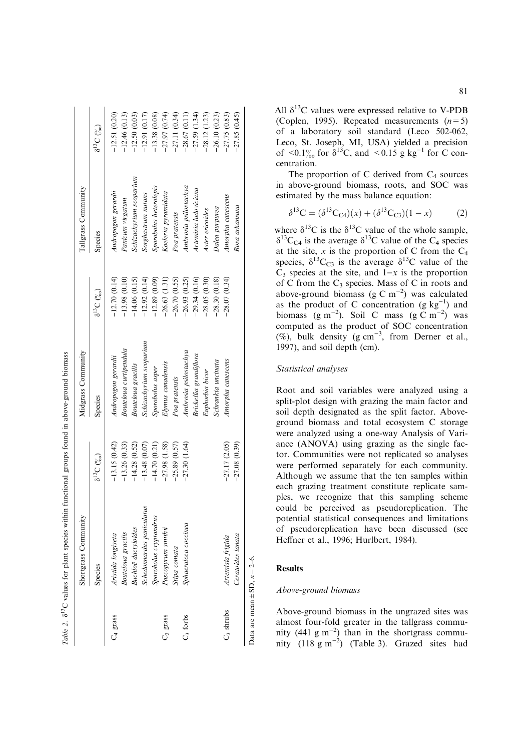*Table 2.* $\delta^{13}C$ values for plant species within functional groups found in above-ground biomass

| | Shortgrass Community | | Midgrass Community | | Tallgrass Community | |
|---|---|---|---|---|---|---|
| | Species | $\delta^{13}C$ (‰) | Species | $\delta^{13}C$ (‰) | Species | $\delta^{13}C$ (‰) |
| $C_4$ grass | *Aristida longiseta* | −13.15 (0.42) | *Andropogon gerardii* | −12.70 (0.14) | *Andropogon gerardii* | −12.51 (0.20) |
| | *Bouteloua gracilis* | −13.26 (0.33) | *Bouteloua curtipendula* | −13.98 (0.10) | *Panicum virgatum* | −12.46 (0.13) |
| | *Buchloë dactyloides* | −14.28 (0.52) | *Bouteloua gracilis* | −14.06 (0.15) | *Schizachyrium scoparium* | −12.50 (0.03) |
| | *Schedonnardus paniculatus* | −13.48 (0.07) | *Schizachyrium scoparium* | −12.92 (0.14) | *Sorghastrum nutans* | −12.91 (0.17) |
| | *Sporobolus cryptandrus* | −14.70 (0.21) | *Sporobolus asper* | −12.89 (0.09) | *Sporobolus heterolepis* | −13.38 (0.08) |
| $C_3$ grass | *Pascopyrum smithii* | −27.98 (1.58) | *Elymus canadensis* | −26.63 (1.31) | *Koeleria pyramidata* | −27.97 (0.74) |
| | *Stipa comata* | −25.89 (0.57) | *Poa pratensis* | −26.70 (0.55) | *Poa pratensis* | −27.11 (0.34) |
| $C_3$ forbs | *Sphaeralcea coccinea* | −27.30 (1.64) | *Ambrosia psilostachya* | −26.93 (0.25) | *Ambrosia psilostachya* | −28.67 (0.11) |
| | | | *Brickellia grandiflora* | −29.34 (0.16) | *Artemisia ludoviciana* | −27.59 (1.34) |
| | | | *Euphorbia bicor* | −28.05 (0.30) | *Aster ericoides* | −28.12 (1.23) |
| | | | *Schrankia uncinata* | −28.30 (0.18) | *Dalea purpurea* | −26.10 (0.23) |
| $C_3$ shrubs | *Artemisia frigida* | −27.17 (2.05) | *Amorpha canescens* | −28.07 (0.34) | *Amorpha canescens* | −27.75 (0.83) |
| | *Ceratoides lanata* | −27.08 (0.39) | | | *Rosa arkansana* | −27.85 (0.45) |

Data are mean ± SD, $n = 2$–6.

All $\delta^{13}C$ values were expressed relative to V-PDB (Coplen, 1995). Repeated measurements ($n = 5$) of a laboratory soil standard (Leco 502-062, Leco, St. Joseph, MI, USA) yielded a precision of <0.1‰ for $\delta^{13}C$, and <0.15 g kg$^{-1}$ for C concentration.

The proportion of C derived from $C_4$ sources in above-ground biomass, roots, and SOC was estimated by the mass balance equation:

$$\delta^{13}C = (\delta^{13}C_{C4})(x) + (\delta^{13}C_{C3})(1 - x) \qquad (2)$$

where $\delta^{13}C$ is the $\delta^{13}C$ value of the whole sample, $\delta^{13}C_{C4}$ is the average $\delta^{13}C$ value of the $C_4$ species at the site, $x$ is the proportion of C from the $C_4$ species, $\delta^{13}C_{C3}$ is the average $\delta^{13}C$ value of the $C_3$ species at the site, and $1-x$ is the proportion of C from the $C_3$ species. Mass of C in roots and above-ground biomass (g C m$^{-2}$) was calculated as the product of C concentration (g kg$^{-1}$) and biomass (g m$^{-2}$). Soil C mass (g C m$^{-2}$) was computed as the product of SOC concentration (%), bulk density (g cm$^{-3}$, from Derner et al., 1997), and soil depth (cm).

### *Statistical analyses*

Root and soil variables were analyzed using a split-plot design with grazing the main factor and soil depth designated as the split factor. Above-ground biomass and total ecosystem C storage were analyzed using a one-way Analysis of Variance (ANOVA) using grazing as the single factor. Communities were not replicated so analyses were performed separately for each community. Although we assume that the ten samples within each grazing treatment constitute replicate samples, we recognize that this sampling scheme could be perceived as pseudoreplication. The potential statistical consequences and limitations of pseudoreplication have been discussed (see Heffner et al., 1996; Hurlbert, 1984).

## Results

### *Above-ground biomass*

Above-ground biomass in the ungrazed sites was almost four-fold greater in the tallgrass community (441 g m$^{-2}$) than in the shortgrass community (118 g m$^{-2}$) (Table 3). Grazed sites had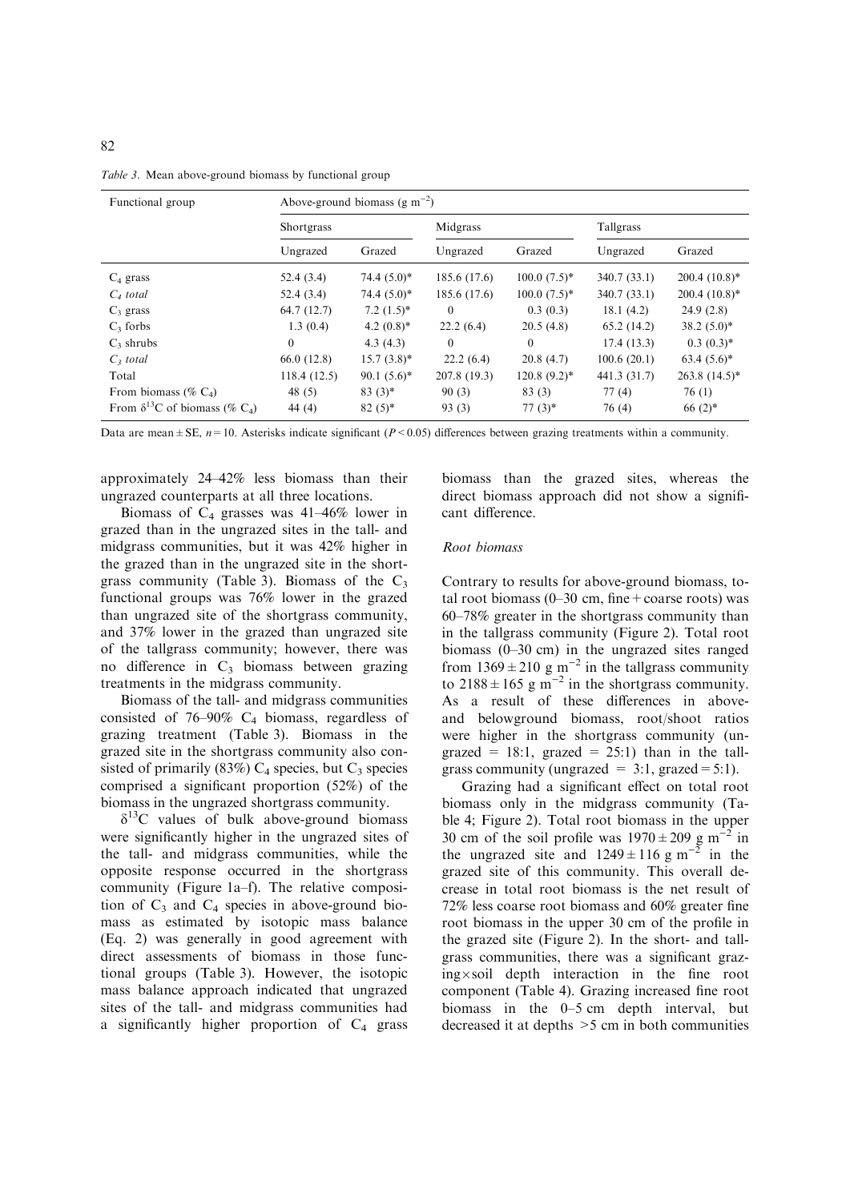*Table 3*. Mean above-ground biomass by functional group

| Functional group | Above-ground biomass (g $m^{-2}$) | | | | | |
|---|---|---|---|---|---|---|
| | Shortgrass | | Midgrass | | Tallgrass | |
| | Ungrazed | Grazed | Ungrazed | Grazed | Ungrazed | Grazed |
| $C_4$ grass | 52.4 (3.4) | 74.4 (5.0)* | 185.6 (17.6) | 100.0 (7.5)* | 340.7 (33.1) | 200.4 (10.8)* |
| *$C_4$ total* | 52.4 (3.4) | 74.4 (5.0)* | 185.6 (17.6) | 100.0 (7.5)* | 340.7 (33.1) | 200.4 (10.8)* |
| $C_3$ grass | 64.7 (12.7) | 7.2 (1.5)* | 0 | 0.3 (0.3) | 18.1 (4.2) | 24.9 (2.8) |
| $C_3$ forbs | 1.3 (0.4) | 4.2 (0.8)* | 22.2 (6.4) | 20.5 (4.8) | 65.2 (14.2) | 38.2 (5.0)* |
| $C_3$ shrubs | 0 | 4.3 (4.3) | 0 | 0 | 17.4 (13.3) | 0.3 (0.3)* |
| *$C_3$ total* | 66.0 (12.8) | 15.7 (3.8)* | 22.2 (6.4) | 20.8 (4.7) | 100.6 (20.1) | 63.4 (5.6)* |
| Total | 118.4 (12.5) | 90.1 (5.6)* | 207.8 (19.3) | 120.8 (9.2)* | 441.3 (31.7) | 263.8 (14.5)* |
| From biomass (% $C_4$) | 48 (5) | 83 (3)* | 90 (3) | 83 (3) | 77 (4) | 76 (1) |
| From $\delta^{13}C$ of biomass (% $C_4$) | 44 (4) | 82 (5)* | 93 (3) | 77 (3)* | 76 (4) | 66 (2)* |

Data are mean ± SE, $n = 10$. Asterisks indicate significant ($P < 0.05$) differences between grazing treatments within a community.

approximately 24–42% less biomass than their ungrazed counterparts at all three locations.

Biomass of $C_4$ grasses was 41–46% lower in grazed than in the ungrazed sites in the tall- and midgrass communities, but it was 42% higher in the grazed than in the ungrazed site in the shortgrass community (Table 3). Biomass of the $C_3$ functional groups was 76% lower in the grazed than ungrazed site of the shortgrass community, and 37% lower in the grazed than ungrazed site of the tallgrass community; however, there was no difference in $C_3$ biomass between grazing treatments in the midgrass community.

Biomass of the tall- and midgrass communities consisted of 76–90% $C_4$ biomass, regardless of grazing treatment (Table 3). Biomass in the grazed site in the shortgrass community also consisted of primarily (83%) $C_4$ species, but $C_3$ species comprised a significant proportion (52%) of the biomass in the ungrazed shortgrass community.

$\delta^{13}C$ values of bulk above-ground biomass were significantly higher in the ungrazed sites of the tall- and midgrass communities, while the opposite response occurred in the shortgrass community (Figure 1a–f). The relative composition of $C_3$ and $C_4$ species in above-ground biomass as estimated by isotopic mass balance (Eq. 2) was generally in good agreement with direct assessments of biomass in those functional groups (Table 3). However, the isotopic mass balance approach indicated that ungrazed sites of the tall- and midgrass communities had a significantly higher proportion of $C_4$ grass biomass than the grazed sites, whereas the direct biomass approach did not show a significant difference.

### *Root biomass*

Contrary to results for above-ground biomass, total root biomass (0–30 cm, fine + coarse roots) was 60–78% greater in the shortgrass community than in the tallgrass community (Figure 2). Total root biomass (0–30 cm) in the ungrazed sites ranged from $1369 \pm 210$ g $m^{-2}$ in the tallgrass community to $2188 \pm 165$ g $m^{-2}$ in the shortgrass community. As a result of these differences in above- and belowground biomass, root/shoot ratios were higher in the shortgrass community (ungrazed = 18:1, grazed = 25:1) than in the tallgrass community (ungrazed = 3:1, grazed = 5:1).

Grazing had a significant effect on total root biomass only in the midgrass community (Table 4; Figure 2). Total root biomass in the upper 30 cm of the soil profile was $1970 \pm 209$ g $m^{-2}$ in the ungrazed site and $1249 \pm 116$ g $m^{-2}$ in the grazed site of this community. This overall decrease in total root biomass is the net result of 72% less coarse root biomass and 60% greater fine root biomass in the upper 30 cm of the profile in the grazed site (Figure 2). In the short- and tallgrass communities, there was a significant grazing×soil depth interaction in the fine root component (Table 4). Grazing increased fine root biomass in the 0–5 cm depth interval, but decreased it at depths >5 cm in both communities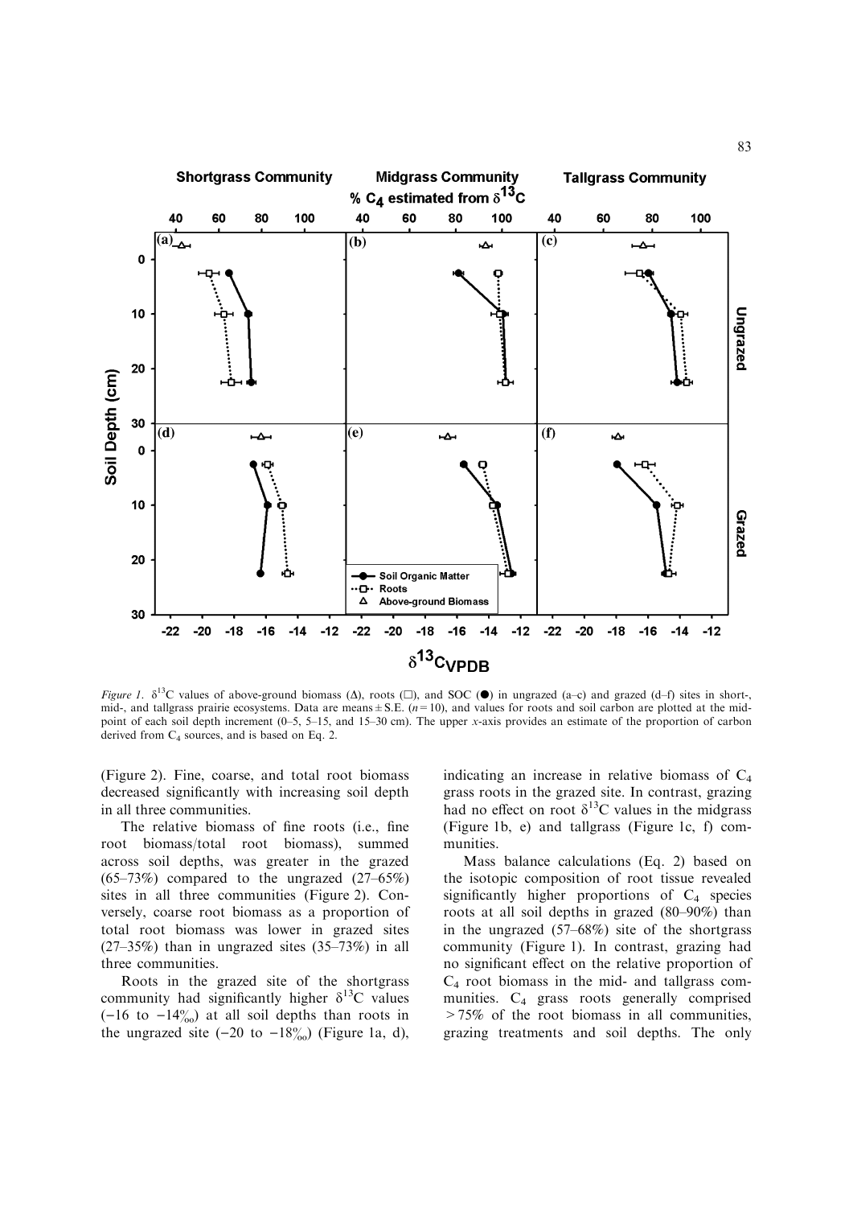*Figure 1*. $\delta^{13}C$ values of above-ground biomass (Δ), roots (□), and SOC (●) in ungrazed (a–c) and grazed (d–f) sites in short-, mid-, and tallgrass prairie ecosystems. Data are means ± S.E. ($n = 10$), and values for roots and soil carbon are plotted at the mid-point of each soil depth increment (0–5, 5–15, and 15–30 cm). The upper *x*-axis provides an estimate of the proportion of carbon derived from $C_4$ sources, and is based on Eq. 2.

(Figure 2). Fine, coarse, and total root biomass decreased significantly with increasing soil depth in all three communities.

The relative biomass of fine roots (i.e., fine root biomass/total root biomass), summed across soil depths, was greater in the grazed (65–73%) compared to the ungrazed (27–65%) sites in all three communities (Figure 2). Conversely, coarse root biomass as a proportion of total root biomass was lower in grazed sites (27–35%) than in ungrazed sites (35–73%) in all three communities.

Roots in the grazed site of the shortgrass community had significantly higher $\delta^{13}C$ values (−16 to −14‰) at all soil depths than roots in the ungrazed site (−20 to −18‰) (Figure 1a, d), indicating an increase in relative biomass of $C_4$ grass roots in the grazed site. In contrast, grazing had no effect on root $\delta^{13}C$ values in the midgrass (Figure 1b, e) and tallgrass (Figure 1c, f) communities.

Mass balance calculations (Eq. 2) based on the isotopic composition of root tissue revealed significantly higher proportions of $C_4$ species roots at all soil depths in grazed (80–90%) than in the ungrazed (57–68%) site of the shortgrass community (Figure 1). In contrast, grazing had no significant effect on the relative proportion of $C_4$ root biomass in the mid- and tallgrass communities. $C_4$ grass roots generally comprised > 75% of the root biomass in all communities, grazing treatments and soil depths. The only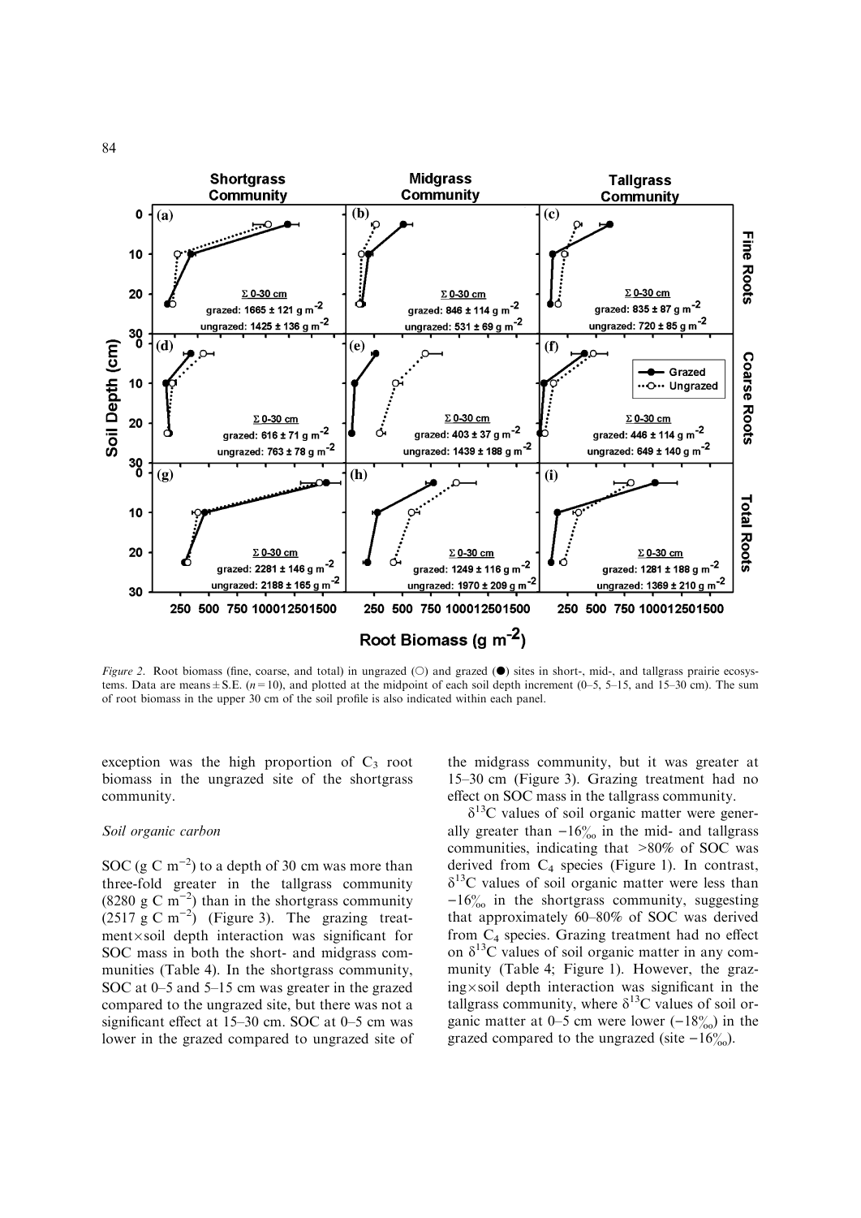Figure 2. Root biomass (fine, coarse, and total) in ungrazed (○) and grazed (●) sites in short-, mid-, and tallgrass prairie ecosystems. Data are means ± S.E. ($n = 10$), and plotted at the midpoint of each soil depth increment (0–5, 5–15, and 15–30 cm). The sum of root biomass in the upper 30 cm of the soil profile is also indicated within each panel.

exception was the high proportion of $C_3$ root biomass in the ungrazed site of the shortgrass community.

### Soil organic carbon

SOC (g C $m^{-2}$) to a depth of 30 cm was more than three-fold greater in the tallgrass community (8280 g C $m^{-2}$) than in the shortgrass community (2517 g C $m^{-2}$) (Figure 3). The grazing treatment×soil depth interaction was significant for SOC mass in both the short- and midgrass communities (Table 4). In the shortgrass community, SOC at 0–5 and 5–15 cm was greater in the grazed compared to the ungrazed site, but there was not a significant effect at 15–30 cm. SOC at 0–5 cm was lower in the grazed compared to ungrazed site of the midgrass community, but it was greater at 15–30 cm (Figure 3). Grazing treatment had no effect on SOC mass in the tallgrass community.

$\delta^{13}C$ values of soil organic matter were generally greater than −16‰ in the mid- and tallgrass communities, indicating that >80% of SOC was derived from $C_4$ species (Figure 1). In contrast, $\delta^{13}C$ values of soil organic matter were less than −16‰ in the shortgrass community, suggesting that approximately 60–80% of SOC was derived from $C_4$ species. Grazing treatment had no effect on $\delta^{13}C$ values of soil organic matter in any community (Table 4; Figure 1). However, the grazing×soil depth interaction was significant in the tallgrass community, where $\delta^{13}C$ values of soil organic matter at 0–5 cm were lower (−18‰) in the grazed compared to the ungrazed (site −16‰).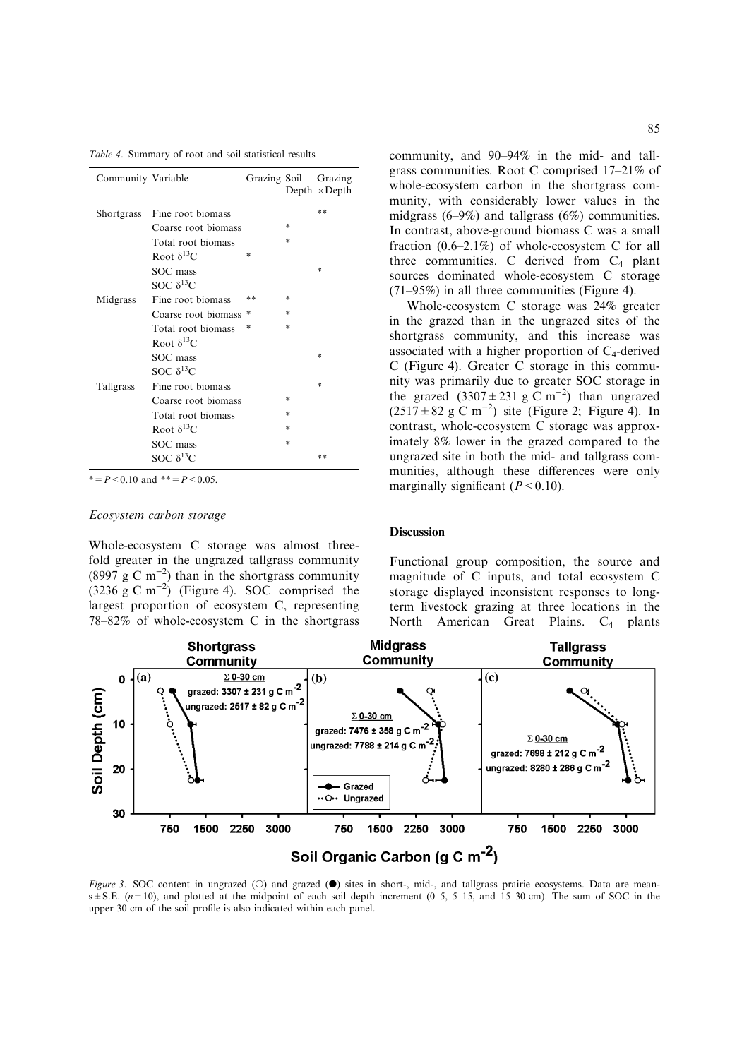*Table 4.* Summary of root and soil statistical results

| Community | Variable | Grazing | Soil Depth | Grazing ×Depth |
|---|---|---|---|---|
| Shortgrass | Fine root biomass | | | ** |
| | Coarse root biomass | | * | |
| | Total root biomass | | * | |
| | Root $\delta^{13}C$ | * | | |
| | SOC mass | | | * |
| | SOC $\delta^{13}C$ | | | |
| Midgrass | Fine root biomass | ** | * | |
| | Coarse root biomass | * | * | |
| | Total root biomass | * | * | |
| | Root $\delta^{13}C$ | | | |
| | SOC mass | | | * |
| | SOC $\delta^{13}C$ | | | |
| Tallgrass | Fine root biomass | | | * |
| | Coarse root biomass | | * | |
| | Total root biomass | | * | |
| | Root $\delta^{13}C$ | | * | |
| | SOC mass | | * | |
| | SOC $\delta^{13}C$ | | | ** |

* = $P < 0.10$ and ** = $P < 0.05$.

### *Ecosystem carbon storage*

Whole-ecosystem C storage was almost three-fold greater in the ungrazed tallgrass community (8997 g C $m^{-2}$) than in the shortgrass community (3236 g C $m^{-2}$) (Figure 4). SOC comprised the largest proportion of ecosystem C, representing 78–82% of whole-ecosystem C in the shortgrass community, and 90–94% in the mid- and tallgrass communities. Root C comprised 17–21% of whole-ecosystem carbon in the shortgrass community, with considerably lower values in the midgrass (6–9%) and tallgrass (6%) communities. In contrast, above-ground biomass C was a small fraction (0.6–2.1%) of whole-ecosystem C for all three communities. C derived from $C_4$ plant sources dominated whole-ecosystem C storage (71–95%) in all three communities (Figure 4).

Whole-ecosystem C storage was 24% greater in the grazed than in the ungrazed sites of the shortgrass community, and this increase was associated with a higher proportion of $C_4$-derived C (Figure 4). Greater C storage in this community was primarily due to greater SOC storage in the grazed ($3307 \pm 231$ g C $m^{-2}$) than ungrazed ($2517 \pm 82$ g C $m^{-2}$) site (Figure 2; Figure 4). In contrast, whole-ecosystem C storage was approximately 8% lower in the grazed compared to the ungrazed site in both the mid- and tallgrass communities, although these differences were only marginally significant ($P < 0.10$).

## Discussion

Functional group composition, the source and magnitude of C inputs, and total ecosystem C storage displayed inconsistent responses to long-term livestock grazing at three locations in the North American Great Plains. $C_4$ plants

*Figure 3.* SOC content in ungrazed (○) and grazed (●) sites in short-, mid-, and tallgrass prairie ecosystems. Data are means ± S.E. ($n = 10$), and plotted at the midpoint of each soil depth increment (0–5, 5–15, and 15–30 cm). The sum of SOC in the upper 30 cm of the soil profile is also indicated within each panel.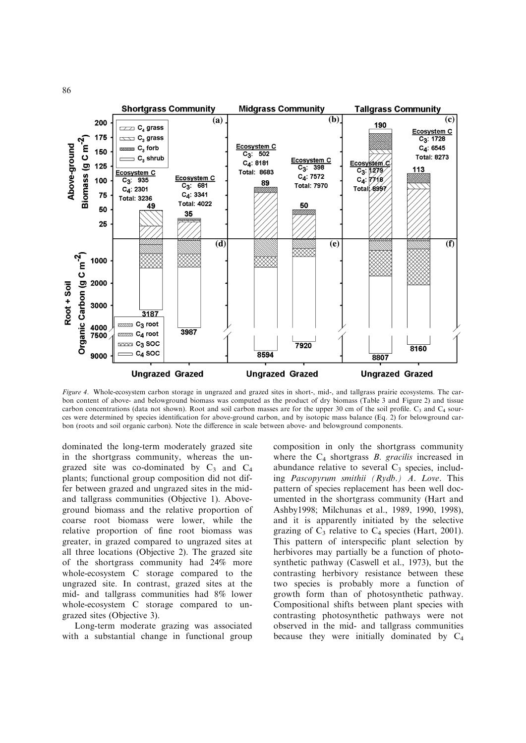*Figure 4*. Whole-ecosystem carbon storage in ungrazed and grazed sites in short-, mid-, and tallgrass prairie ecosystems. The carbon content of above- and belowground biomass was computed as the product of dry biomass (Table 3 and Figure 2) and tissue carbon concentrations (data not shown). Root and soil carbon masses are for the upper 30 cm of the soil profile. $C_3$ and $C_4$ sources were determined by species identification for above-ground carbon, and by isotopic mass balance (Eq. 2) for belowground carbon (roots and soil organic carbon). Note the difference in scale between above- and belowground components.

dominated the long-term moderately grazed site in the shortgrass community, whereas the ungrazed site was co-dominated by $C_3$ and $C_4$ plants; functional group composition did not differ between grazed and ungrazed sites in the mid- and tallgrass communities (Objective 1). Above-ground biomass and the relative proportion of coarse root biomass were lower, while the relative proportion of fine root biomass was greater, in grazed compared to ungrazed sites at all three locations (Objective 2). The grazed site of the shortgrass community had 24% more whole-ecosystem C storage compared to the ungrazed site. In contrast, grazed sites at the mid- and tallgrass communities had 8% lower whole-ecosystem C storage compared to ungrazed sites (Objective 3).

Long-term moderate grazing was associated with a substantial change in functional group composition in only the shortgrass community where the $C_4$ shortgrass *B. gracilis* increased in abundance relative to several $C_3$ species, including *Pascopyrum smithii (Rydb.) A. Love*. This pattern of species replacement has been well documented in the shortgrass community (Hart and Ashby1998; Milchunas et al., 1989, 1990, 1998), and it is apparently initiated by the selective grazing of $C_3$ relative to $C_4$ species (Hart, 2001). This pattern of interspecific plant selection by herbivores may partially be a function of photosynthetic pathway (Caswell et al., 1973), but the contrasting herbivory resistance between these two species is probably more a function of growth form than of photosynthetic pathway. Compositional shifts between plant species with contrasting photosynthetic pathways were not observed in the mid- and tallgrass communities because they were initially dominated by $C_4$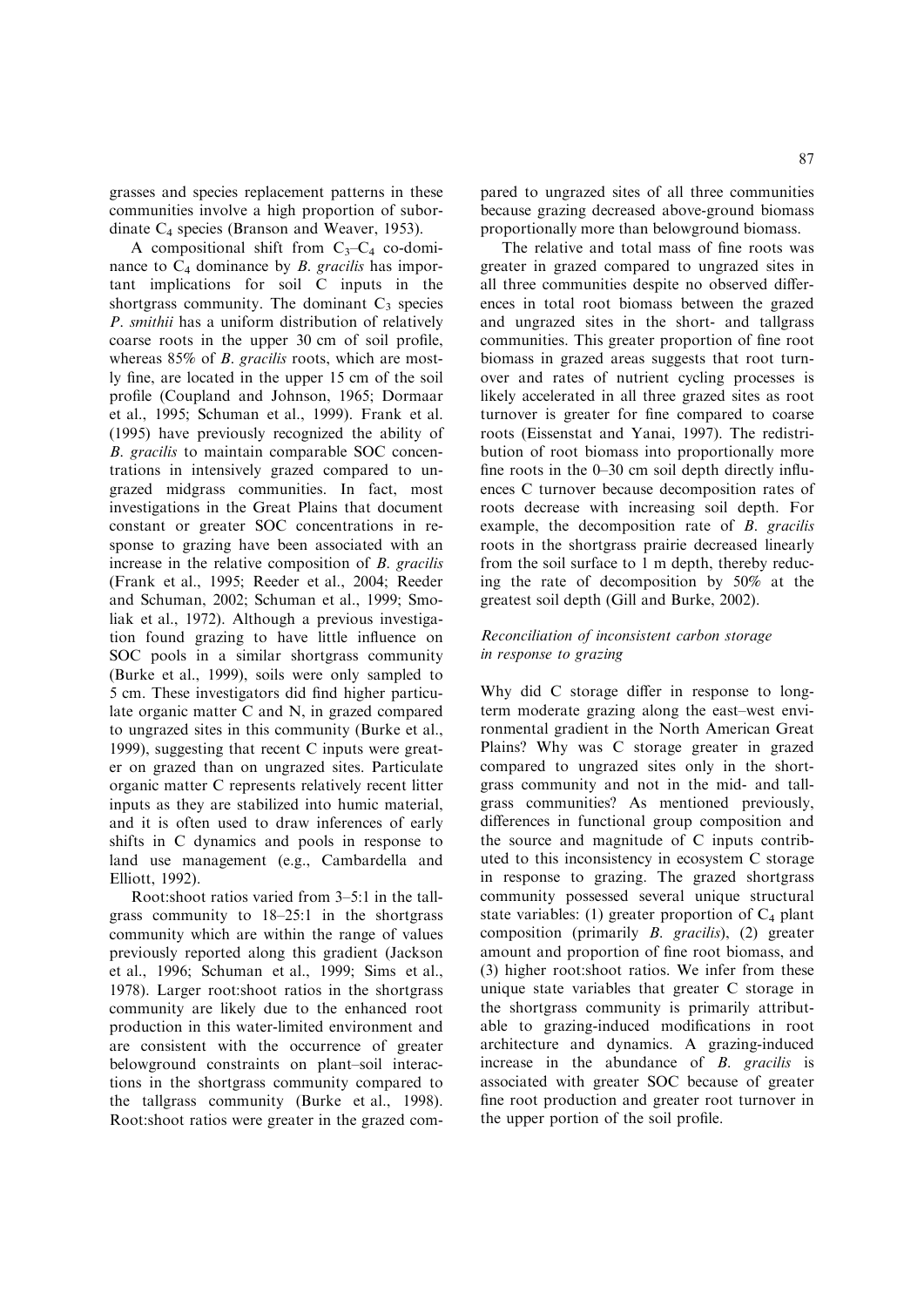grasses and species replacement patterns in these communities involve a high proportion of subordinate $C_4$ species (Branson and Weaver, 1953).

A compositional shift from $C_3$–$C_4$ co-dominance to $C_4$ dominance by *B. gracilis* has important implications for soil C inputs in the shortgrass community. The dominant $C_3$ species *P. smithii* has a uniform distribution of relatively coarse roots in the upper 30 cm of soil profile, whereas 85% of *B. gracilis* roots, which are mostly fine, are located in the upper 15 cm of the soil profile (Coupland and Johnson, 1965; Dormaar et al., 1995; Schuman et al., 1999). Frank et al. (1995) have previously recognized the ability of *B. gracilis* to maintain comparable SOC concentrations in intensively grazed compared to ungrazed midgrass communities. In fact, most investigations in the Great Plains that document constant or greater SOC concentrations in response to grazing have been associated with an increase in the relative composition of *B. gracilis* (Frank et al., 1995; Reeder et al., 2004; Reeder and Schuman, 2002; Schuman et al., 1999; Smoliak et al., 1972). Although a previous investigation found grazing to have little influence on SOC pools in a similar shortgrass community (Burke et al., 1999), soils were only sampled to 5 cm. These investigators did find higher particulate organic matter C and N, in grazed compared to ungrazed sites in this community (Burke et al., 1999), suggesting that recent C inputs were greater on grazed than on ungrazed sites. Particulate organic matter C represents relatively recent litter inputs as they are stabilized into humic material, and it is often used to draw inferences of early shifts in C dynamics and pools in response to land use management (e.g., Cambardella and Elliott, 1992).

Root:shoot ratios varied from 3–5:1 in the tallgrass community to 18–25:1 in the shortgrass community which are within the range of values previously reported along this gradient (Jackson et al., 1996; Schuman et al., 1999; Sims et al., 1978). Larger root:shoot ratios in the shortgrass community are likely due to the enhanced root production in this water-limited environment and are consistent with the occurrence of greater belowground constraints on plant–soil interactions in the shortgrass community compared to the tallgrass community (Burke et al., 1998). Root:shoot ratios were greater in the grazed compared to ungrazed sites of all three communities because grazing decreased above-ground biomass proportionally more than belowground biomass.

The relative and total mass of fine roots was greater in grazed compared to ungrazed sites in all three communities despite no observed differences in total root biomass between the grazed and ungrazed sites in the short- and tallgrass communities. This greater proportion of fine root biomass in grazed areas suggests that root turnover and rates of nutrient cycling processes is likely accelerated in all three grazed sites as root turnover is greater for fine compared to coarse roots (Eissenstat and Yanai, 1997). The redistribution of root biomass into proportionally more fine roots in the 0–30 cm soil depth directly influences C turnover because decomposition rates of roots decrease with increasing soil depth. For example, the decomposition rate of *B. gracilis* roots in the shortgrass prairie decreased linearly from the soil surface to 1 m depth, thereby reducing the rate of decomposition by 50% at the greatest soil depth (Gill and Burke, 2002).

### *Reconciliation of inconsistent carbon storage in response to grazing*

Why did C storage differ in response to long-term moderate grazing along the east–west environmental gradient in the North American Great Plains? Why was C storage greater in grazed compared to ungrazed sites only in the shortgrass community and not in the mid- and tallgrass communities? As mentioned previously, differences in functional group composition and the source and magnitude of C inputs contributed to this inconsistency in ecosystem C storage in response to grazing. The grazed shortgrass community possessed several unique structural state variables: (1) greater proportion of $C_4$ plant composition (primarily *B. gracilis*), (2) greater amount and proportion of fine root biomass, and (3) higher root:shoot ratios. We infer from these unique state variables that greater C storage in the shortgrass community is primarily attributable to grazing-induced modifications in root architecture and dynamics. A grazing-induced increase in the abundance of *B. gracilis* is associated with greater SOC because of greater fine root production and greater root turnover in the upper portion of the soil profile.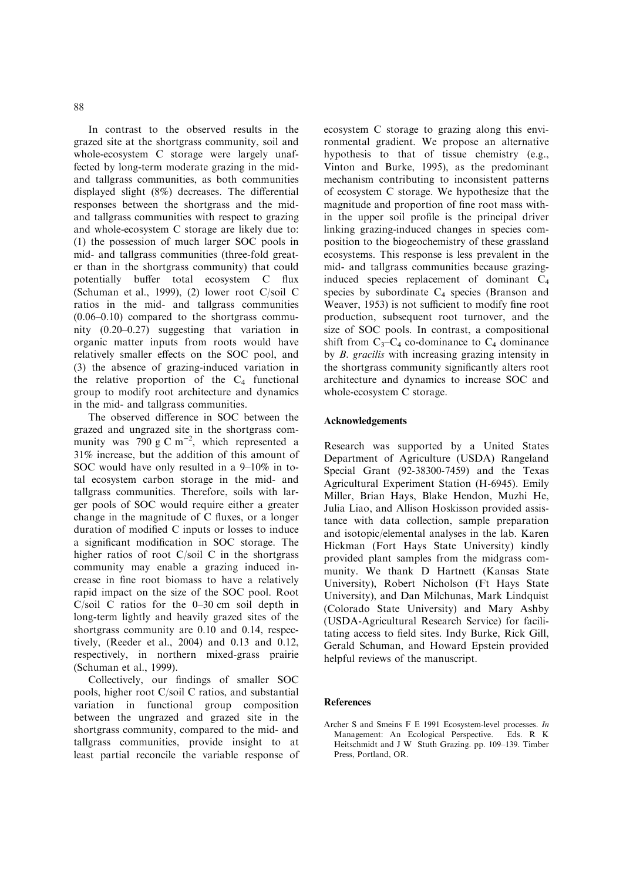In contrast to the observed results in the grazed site at the shortgrass community, soil and whole-ecosystem C storage were largely unaffected by long-term moderate grazing in the mid- and tallgrass communities, as both communities displayed slight (8%) decreases. The differential responses between the shortgrass and the mid- and tallgrass communities with respect to grazing and whole-ecosystem C storage are likely due to: (1) the possession of much larger SOC pools in mid- and tallgrass communities (three-fold greater than in the shortgrass community) that could potentially buffer total ecosystem C flux (Schuman et al., 1999), (2) lower root C/soil C ratios in the mid- and tallgrass communities (0.06–0.10) compared to the shortgrass community (0.20–0.27) suggesting that variation in organic matter inputs from roots would have relatively smaller effects on the SOC pool, and (3) the absence of grazing-induced variation in the relative proportion of the $C_4$ functional group to modify root architecture and dynamics in the mid- and tallgrass communities.

The observed difference in SOC between the grazed and ungrazed site in the shortgrass community was 790 g C $m^{-2}$, which represented a 31% increase, but the addition of this amount of SOC would have only resulted in a 9–10% in total ecosystem carbon storage in the mid- and tallgrass communities. Therefore, soils with larger pools of SOC would require either a greater change in the magnitude of C fluxes, or a longer duration of modified C inputs or losses to induce a significant modification in SOC storage. The higher ratios of root C/soil C in the shortgrass community may enable a grazing induced increase in fine root biomass to have a relatively rapid impact on the size of the SOC pool. Root C/soil C ratios for the 0–30 cm soil depth in long-term lightly and heavily grazed sites of the shortgrass community are 0.10 and 0.14, respectively, (Reeder et al., 2004) and 0.13 and 0.12, respectively, in northern mixed-grass prairie (Schuman et al., 1999).

Collectively, our findings of smaller SOC pools, higher root C/soil C ratios, and substantial variation in functional group composition between the ungrazed and grazed site in the shortgrass community, compared to the mid- and tallgrass communities, provide insight to at least partial reconcile the variable response of ecosystem C storage to grazing along this environmental gradient. We propose an alternative hypothesis to that of tissue chemistry (e.g., Vinton and Burke, 1995), as the predominant mechanism contributing to inconsistent patterns of ecosystem C storage. We hypothesize that the magnitude and proportion of fine root mass within the upper soil profile is the principal driver linking grazing-induced changes in species composition to the biogeochemistry of these grassland ecosystems. This response is less prevalent in the mid- and tallgrass communities because grazing-induced species replacement of dominant $C_4$ species by subordinate $C_4$ species (Branson and Weaver, 1953) is not sufficient to modify fine root production, subsequent root turnover, and the size of SOC pools. In contrast, a compositional shift from $C_3$–$C_4$ co-dominance to $C_4$ dominance by *B. gracilis* with increasing grazing intensity in the shortgrass community significantly alters root architecture and dynamics to increase SOC and whole-ecosystem C storage.

## Acknowledgements

Research was supported by a United States Department of Agriculture (USDA) Rangeland Special Grant (92-38300-7459) and the Texas Agricultural Experiment Station (H-6945). Emily Miller, Brian Hays, Blake Hendon, Muzhi He, Julia Liao, and Allison Hoskisson provided assistance with data collection, sample preparation and isotopic/elemental analyses in the lab. Karen Hickman (Fort Hays State University) kindly provided plant samples from the midgrass community. We thank D Hartnett (Kansas State University), Robert Nicholson (Ft Hays State University), and Dan Milchunas, Mark Lindquist (Colorado State University) and Mary Ashby (USDA-Agricultural Research Service) for facilitating access to field sites. Indy Burke, Rick Gill, Gerald Schuman, and Howard Epstein provided helpful reviews of the manuscript.

## References

Archer S and Smeins F E 1991 Ecosystem-level processes. *In* Management: An Ecological Perspective. Eds. R K Heitschmidt and J W Stuth Grazing. pp. 109–139. Timber Press, Portland, OR.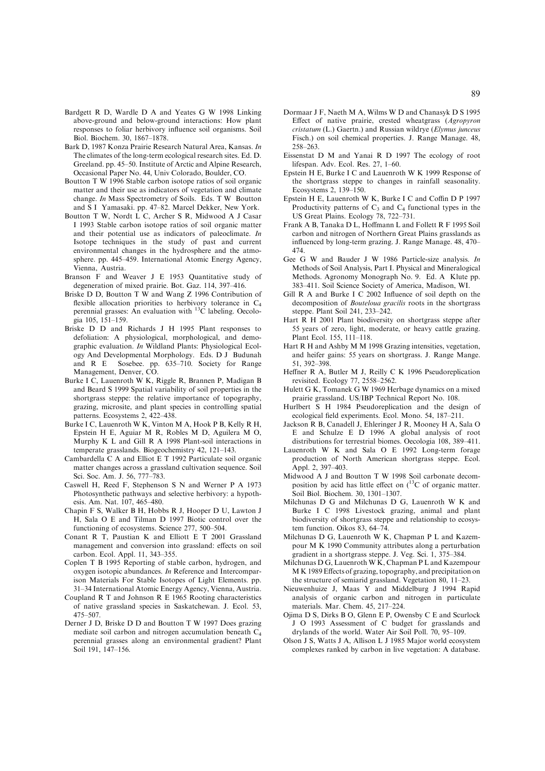Bardgett R D, Wardle D A and Yeates G W 1998 Linking above-ground and below-ground interactions: How plant responses to foliar herbivory influence soil organisms. Soil Biol. Biochem. 30, 1867–1878.

Bark D, 1987 Konza Prairie Research Natural Area, Kansas. *In* The climates of the long-term ecological research sites. Ed. D. Greeland. pp. 45–50. Institute of Arctic and Alpine Research, Occasional Paper No. 44, Univ Colorado, Boulder, CO.

Boutton T W 1996 Stable carbon isotope ratios of soil organic matter and their use as indicators of vegetation and climate change. *In* Mass Spectrometry of Soils. Eds. T W Boutton and S I Yamasaki. pp. 47–82. Marcel Dekker, New York.

Boutton T W, Nordt L C, Archer S R, Midwood A J Casar I 1993 Stable carbon isotope ratios of soil organic matter and their potential use as indicators of paleoclimate. *In* Isotope techniques in the study of past and current environmental changes in the hydrosphere and the atmosphere. pp. 445–459. International Atomic Energy Agency, Vienna, Austria.

Branson F and Weaver J E 1953 Quantitative study of degeneration of mixed prairie. Bot. Gaz. 114, 397–416.

Briske D D, Boutton T W and Wang Z 1996 Contribution of flexible allocation priorities to herbivory tolerance in $C_4$ perennial grasses: An evaluation with $^{13}C$ labeling. Oecologia 105, 151–159.

Briske D D and Richards J H 1995 Plant responses to defoliation: A physiological, morphological, and demographic evaluation. *In* Wildland Plants: Physiological Ecology And Developmental Morphology. Eds. D J Budunah and R E Sosebee. pp. 635–710. Society for Range Management, Denver, CO.

Burke I C, Lauenroth W K, Riggle R, Brannen P, Madigan B and Beard S 1999 Spatial variability of soil properties in the shortgrass steppe: the relative importance of topography, grazing, microsite, and plant species in controlling spatial patterns. Ecosystems 2, 422–438.

Burke I C, Lauenroth W K, Vinton M A, Hook P B, Kelly R H, Epstein H E, Aguiar M R, Robles M D, Aguilera M O, Murphy K L and Gill R A 1998 Plant-soil interactions in temperate grasslands. Biogeochemistry 42, 121–143.

Cambardella C A and Elliot E T 1992 Particulate soil organic matter changes across a grassland cultivation sequence. Soil Sci. Soc. Am. J. 56, 777–783.

Caswell H, Reed F, Stephenson S N and Werner P A 1973 Photosynthetic pathways and selective herbivory: a hypothesis. Am. Nat. 107, 465–480.

Chapin F S, Walker B H, Hobbs R J, Hooper D U, Lawton J H, Sala O E and Tilman D 1997 Biotic control over the functioning of ecosystems. Science 277, 500–504.

Conant R T, Paustian K and Elliott E T 2001 Grassland management and conversion into grassland: effects on soil carbon. Ecol. Appl. 11, 343–355.

Coplen T B 1995 Reporting of stable carbon, hydrogen, and oxygen isotopic abundances. *In* Reference and Intercomparison Materials For Stable Isotopes of Light Elements. pp. 31–34 International Atomic Energy Agency, Vienna, Austria.

Coupland R T and Johnson R E 1965 Rooting characteristics of native grassland species in Saskatchewan. J. Ecol. 53, 475–507.

Derner J D, Briske D D and Boutton T W 1997 Does grazing mediate soil carbon and nitrogen accumulation beneath $C_4$ perennial grasses along an environmental gradient? Plant Soil 191, 147–156.

Dormaar J F, Naeth M A, Wilms W D and Chanasyk D S 1995 Effect of native prairie, crested wheatgrass (*Agropyron cristatum* (L.) Gaertn.) and Russian wildrye (*Elymus junceus* Fisch.) on soil chemical properties. J. Range Manage. 48, 258–263.

Eissenstat D M and Yanai R D 1997 The ecology of root lifespan. Adv. Ecol. Res. 27, 1–60.

Epstein H E, Burke I C and Lauenroth W K 1999 Response of the shortgrass steppe to changes in rainfall seasonality. Ecosystems 2, 139–150.

Epstein H E, Lauenroth W K, Burke I C and Coffin D P 1997 Productivity patterns of $C_3$ and $C_4$ functional types in the US Great Plains. Ecology 78, 722–731.

Frank A B, Tanaka D L, Hoffmann L and Follett R F 1995 Soil carbon and nitrogen of Northern Great Plains grasslands as influenced by long-term grazing. J. Range Manage. 48, 470–474.

Gee G W and Bauder J W 1986 Particle-size analysis. *In* Methods of Soil Analysis, Part I. Physical and Mineralogical Methods. Agronomy Monograph No. 9. Ed. A Klute pp. 383–411. Soil Science Society of America, Madison, WI.

Gill R A and Burke I C 2002 Influence of soil depth on the decomposition of *Bouteloua gracilis* roots in the shortgrass steppe. Plant Soil 241, 233–242.

Hart R H 2001 Plant biodiversity on shortgrass steppe after 55 years of zero, light, moderate, or heavy cattle grazing. Plant Ecol. 155, 111–118.

Hart R H and Ashby M M 1998 Grazing intensities, vegetation, and heifer gains: 55 years on shortgrass. J. Range Mange. 51, 392–398.

Heffner R A, Butler M J, Reilly C K 1996 Pseudoreplication revisited. Ecology 77, 2558–2562.

Hulett G K, Tomanek G W 1969 Herbage dynamics on a mixed prairie grassland. US/IBP Technical Report No. 108.

Hurlbert S H 1984 Pseudoreplication and the design of ecological field experiments. Ecol. Mono. 54, 187–211.

Jackson R B, Canadell J, Ehleringer J R, Mooney H A, Sala O E and Schulze E D 1996 A global analysis of root distributions for terrestrial biomes. Oecologia 108, 389–411.

Lauenroth W K and Sala O E 1992 Long-term forage production of North American shortgrass steppe. Ecol. Appl. 2, 397–403.

Midwood A J and Boutton T W 1998 Soil carbonate decomposition by acid has little effect on ($^{13}C$ of organic matter. Soil Biol. Biochem. 30, 1301–1307.

Milchunas D G and Milchunas D G, Lauenroth W K and Burke I C 1998 Livestock grazing, animal and plant biodiversity of shortgrass steppe and relationship to ecosystem function. Oikos 83, 64–74.

Milchunas D G, Lauenroth W K, Chapman P L and Kazempour M K 1990 Community attributes along a perturbation gradient in a shortgrass steppe. J. Veg. Sci. 1, 375–384.

Milchunas D G, Lauenroth W K, Chapman P L and Kazempour M K 1989 Effects of grazing, topography, and precipitation on the structure of semiarid grassland. Vegetation 80, 11–23.

Nieuwenhuize J, Maas Y and Middelburg J 1994 Rapid analysis of organic carbon and nitrogen in particulate materials. Mar. Chem. 45, 217–224.

Ojima D S, Dirks B O, Glenn E P, Owensby C E and Scurlock J O 1993 Assessment of C budget for grasslands and drylands of the world. Water Air Soil Poll. 70, 95–109.

Olson J S, Watts J A, Allison L J 1985 Major world ecosystem complexes ranked by carbon in live vegetation: A database.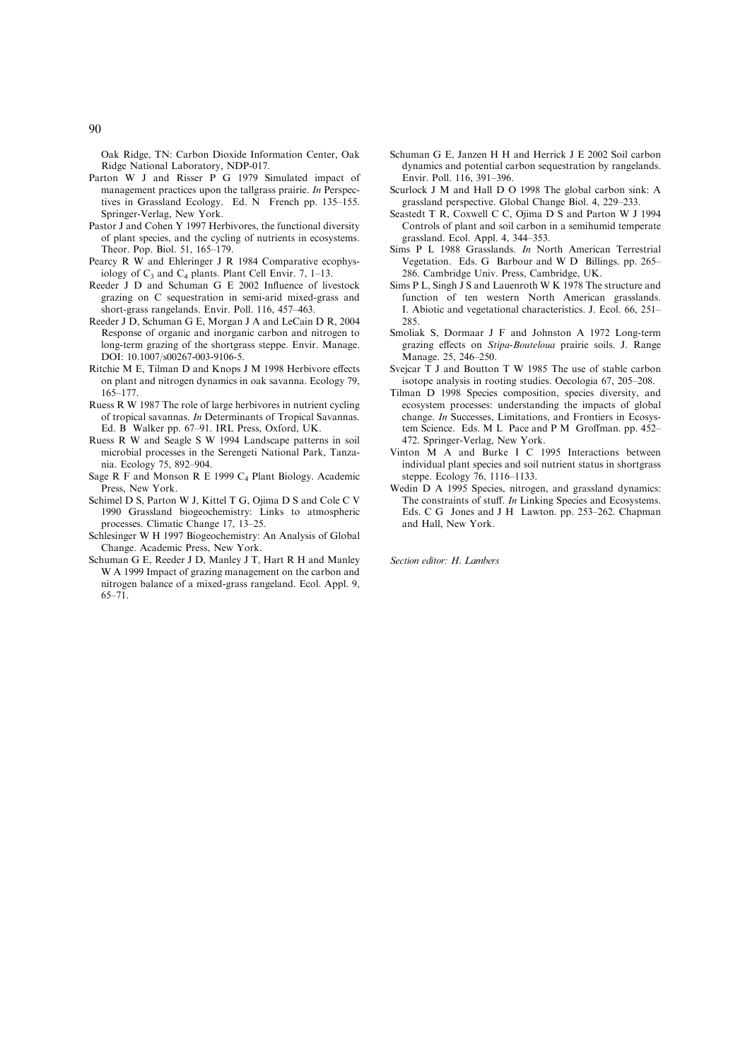Oak Ridge, TN: Carbon Dioxide Information Center, Oak Ridge National Laboratory, NDP-017.

Parton W J and Risser P G 1979 Simulated impact of management practices upon the tallgrass prairie. *In* Perspectives in Grassland Ecology. Ed. N French pp. 135–155. Springer-Verlag, New York.

Pastor J and Cohen Y 1997 Herbivores, the functional diversity of plant species, and the cycling of nutrients in ecosystems. Theor. Pop. Biol. 51, 165–179.

Pearcy R W and Ehleringer J R 1984 Comparative ecophysiology of $C_3$ and $C_4$ plants. Plant Cell Envir. 7, 1–13.

Reeder J D and Schuman G E 2002 Influence of livestock grazing on C sequestration in semi-arid mixed-grass and short-grass rangelands. Envir. Poll. 116, 457–463.

Reeder J D, Schuman G E, Morgan J A and LeCain D R, 2004 Response of organic and inorganic carbon and nitrogen to long-term grazing of the shortgrass steppe. Envir. Manage. DOI: 10.1007/s00267-003-9106-5.

Ritchie M E, Tilman D and Knops J M 1998 Herbivore effects on plant and nitrogen dynamics in oak savanna. Ecology 79, 165–177.

Ruess R W 1987 The role of large herbivores in nutrient cycling of tropical savannas. *In* Determinants of Tropical Savannas. Ed. B Walker pp. 67–91. IRL Press, Oxford, UK.

Ruess R W and Seagle S W 1994 Landscape patterns in soil microbial processes in the Serengeti National Park, Tanzania. Ecology 75, 892–904.

Sage R F and Monson R E 1999 $C_4$ Plant Biology. Academic Press, New York.

Schimel D S, Parton W J, Kittel T G, Ojima D S and Cole C V 1990 Grassland biogeochemistry: Links to atmospheric processes. Climatic Change 17, 13–25.

Schlesinger W H 1997 Biogeochemistry: An Analysis of Global Change. Academic Press, New York.

Schuman G E, Reeder J D, Manley J T, Hart R H and Manley W A 1999 Impact of grazing management on the carbon and nitrogen balance of a mixed-grass rangeland. Ecol. Appl. 9, 65–71.

Schuman G E, Janzen H H and Herrick J E 2002 Soil carbon dynamics and potential carbon sequestration by rangelands. Envir. Poll. 116, 391–396.

Scurlock J M and Hall D O 1998 The global carbon sink: A grassland perspective. Global Change Biol. 4, 229–233.

Seastedt T R, Coxwell C C, Ojima D S and Parton W J 1994 Controls of plant and soil carbon in a semihumid temperate grassland. Ecol. Appl. 4, 344–353.

Sims P L 1988 Grasslands. *In* North American Terrestrial Vegetation. Eds. G Barbour and W D Billings. pp. 265–286. Cambridge Univ. Press, Cambridge, UK.

Sims P L, Singh J S and Lauenroth W K 1978 The structure and function of ten western North American grasslands. I. Abiotic and vegetational characteristics. J. Ecol. 66, 251–285.

Smoliak S, Dormaar J F and Johnston A 1972 Long-term grazing effects on *Stipa-Bouteloua* prairie soils. J. Range Manage. 25, 246–250.

Svejcar T J and Boutton T W 1985 The use of stable carbon isotope analysis in rooting studies. Oecologia 67, 205–208.

Tilman D 1998 Species composition, species diversity, and ecosystem processes: understanding the impacts of global change. *In* Successes, Limitations, and Frontiers in Ecosystem Science. Eds. M L Pace and P M Groffman. pp. 452–472. Springer-Verlag, New York.

Vinton M A and Burke I C 1995 Interactions between individual plant species and soil nutrient status in shortgrass steppe. Ecology 76, 1116–1133.

Wedin D A 1995 Species, nitrogen, and grassland dynamics: The constraints of stuff. *In* Linking Species and Ecosystems. Eds. C G Jones and J H Lawton. pp. 253–262. Chapman and Hall, New York.

*Section editor: H. Lambers*